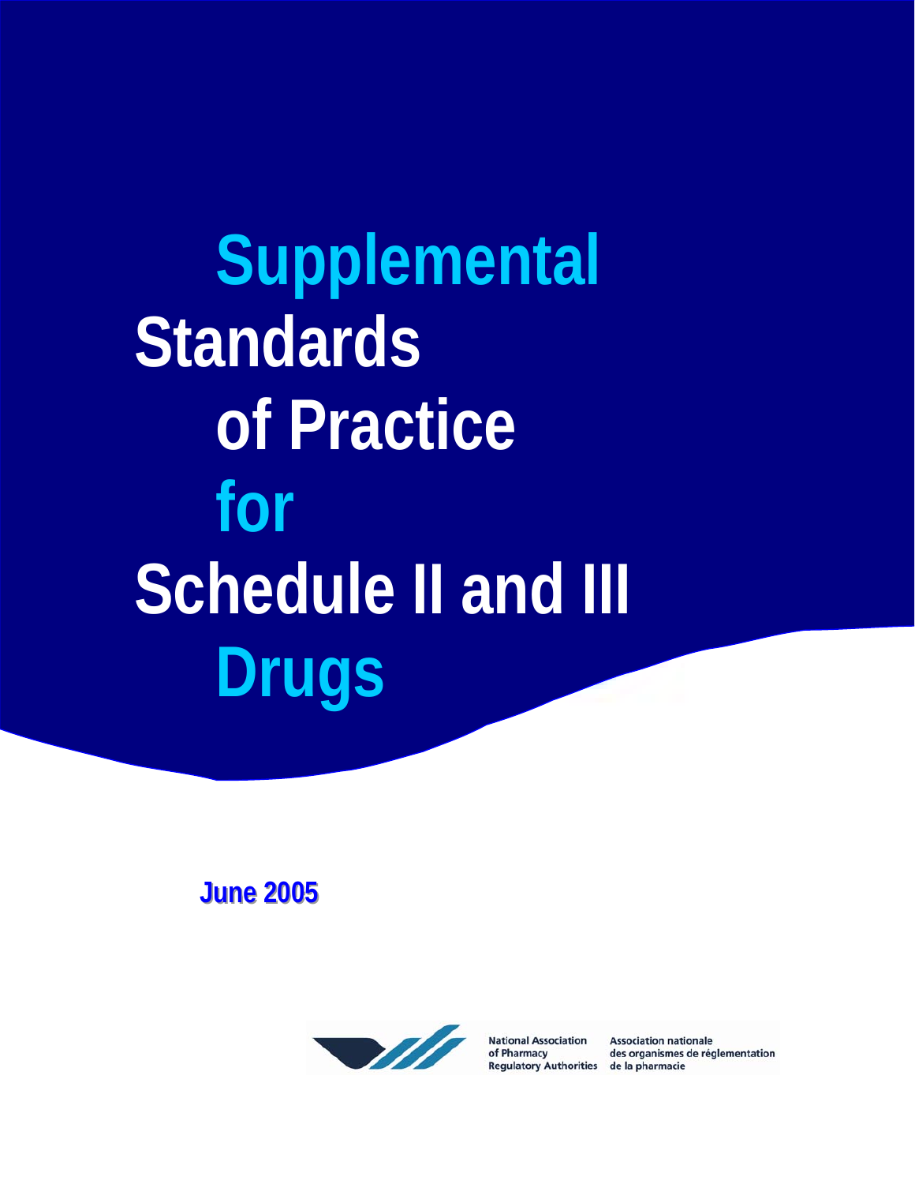# Supplemental Standards of Practice for Schedule II and III Drugs

**June 2005**

National Association of Pharmacy Regulatory Authorities

Association nationale des organismes de réglementation de la pharmacie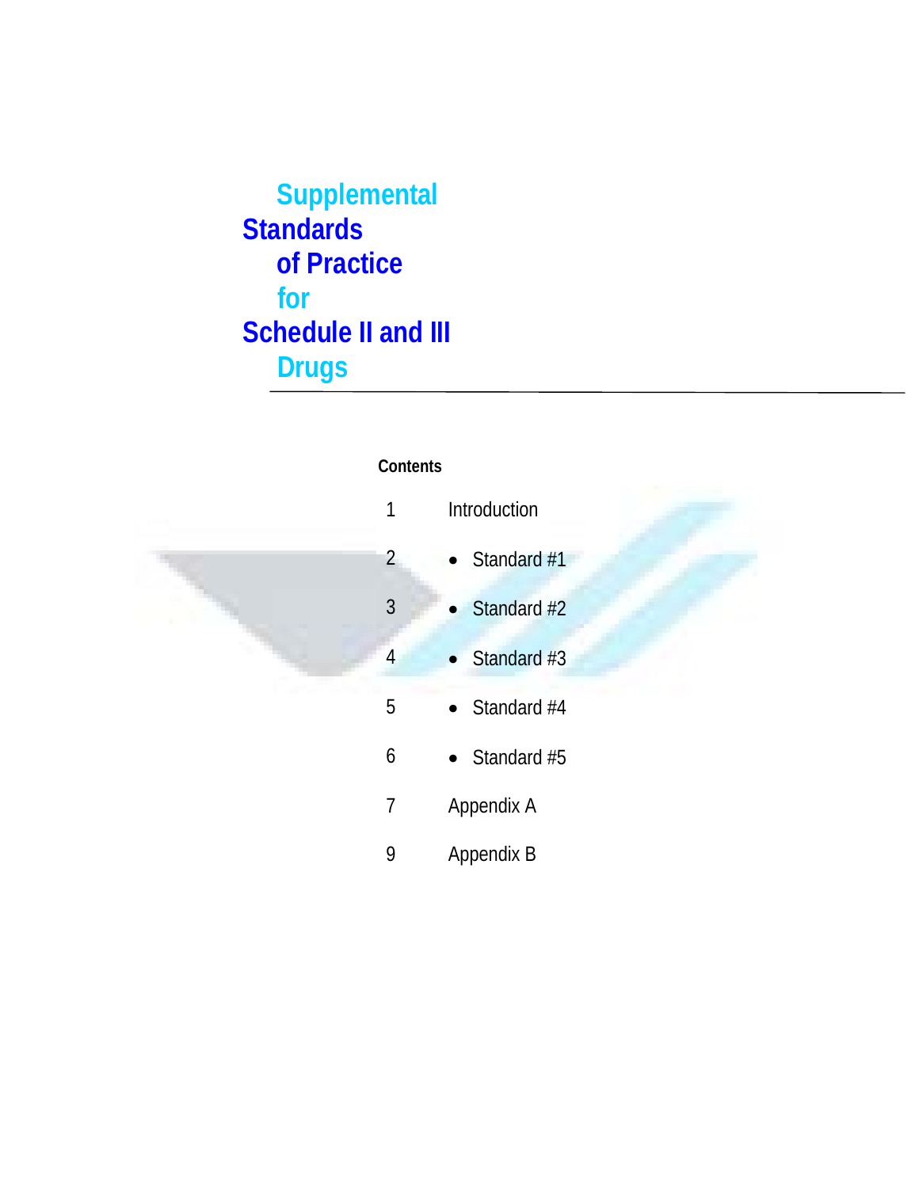# Supplemental Standards of Practice for Schedule II and III Drugs

**Contents**

| | |
|---|---|
| 1 | Introduction |
| 2 | • Standard #1 |
| 3 | • Standard #2 |
| 4 | • Standard #3 |
| 5 | • Standard #4 |
| 6 | • Standard #5 |
| 7 | Appendix A |
| 9 | Appendix B |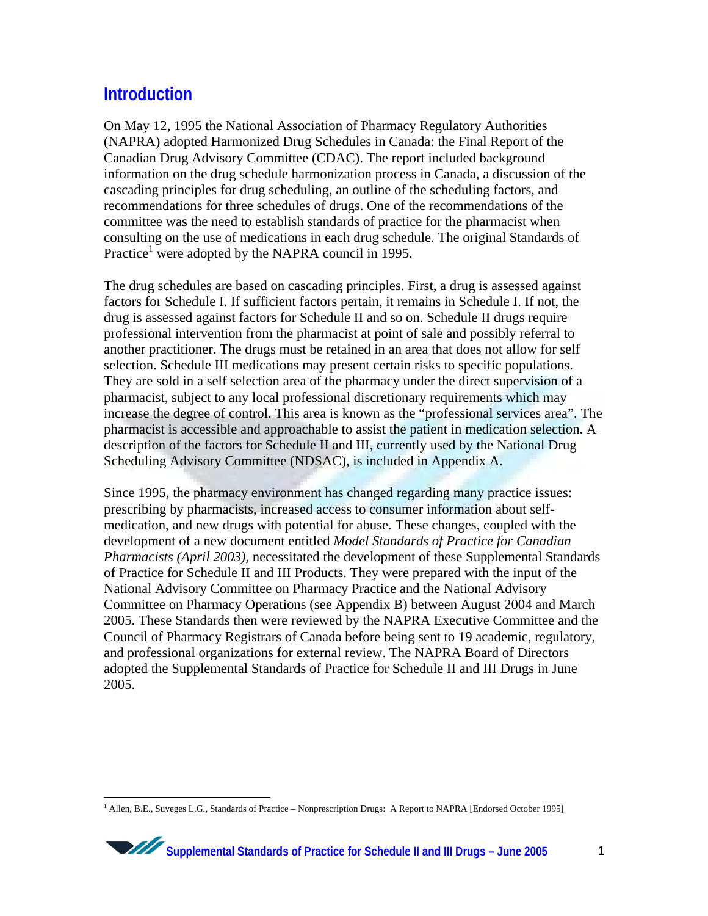# Introduction

On May 12, 1995 the National Association of Pharmacy Regulatory Authorities (NAPRA) adopted Harmonized Drug Schedules in Canada: the Final Report of the Canadian Drug Advisory Committee (CDAC). The report included background information on the drug schedule harmonization process in Canada, a discussion of the cascading principles for drug scheduling, an outline of the scheduling factors, and recommendations for three schedules of drugs. One of the recommendations of the committee was the need to establish standards of practice for the pharmacist when consulting on the use of medications in each drug schedule. The original Standards of Practice[1] were adopted by the NAPRA council in 1995.

The drug schedules are based on cascading principles. First, a drug is assessed against factors for Schedule I. If sufficient factors pertain, it remains in Schedule I. If not, the drug is assessed against factors for Schedule II and so on. Schedule II drugs require professional intervention from the pharmacist at point of sale and possibly referral to another practitioner. The drugs must be retained in an area that does not allow for self selection. Schedule III medications may present certain risks to specific populations. They are sold in a self selection area of the pharmacy under the direct supervision of a pharmacist, subject to any local professional discretionary requirements which may increase the degree of control. This area is known as the "professional services area". The pharmacist is accessible and approachable to assist the patient in medication selection. A description of the factors for Schedule II and III, currently used by the National Drug Scheduling Advisory Committee (NDSAC), is included in Appendix A.

Since 1995, the pharmacy environment has changed regarding many practice issues: prescribing by pharmacists, increased access to consumer information about self-medication, and new drugs with potential for abuse. These changes, coupled with the development of a new document entitled *Model Standards of Practice for Canadian Pharmacists (April 2003)*, necessitated the development of these Supplemental Standards of Practice for Schedule II and III Products. They were prepared with the input of the National Advisory Committee on Pharmacy Practice and the National Advisory Committee on Pharmacy Operations (see Appendix B) between August 2004 and March 2005. These Standards then were reviewed by the NAPRA Executive Committee and the Council of Pharmacy Registrars of Canada before being sent to 19 academic, regulatory, and professional organizations for external review. The NAPRA Board of Directors adopted the Supplemental Standards of Practice for Schedule II and III Drugs in June 2005.

---

[1] Allen, B.E., Suveges L.G., Standards of Practice – Nonprescription Drugs: A Report to NAPRA [Endorsed October 1995]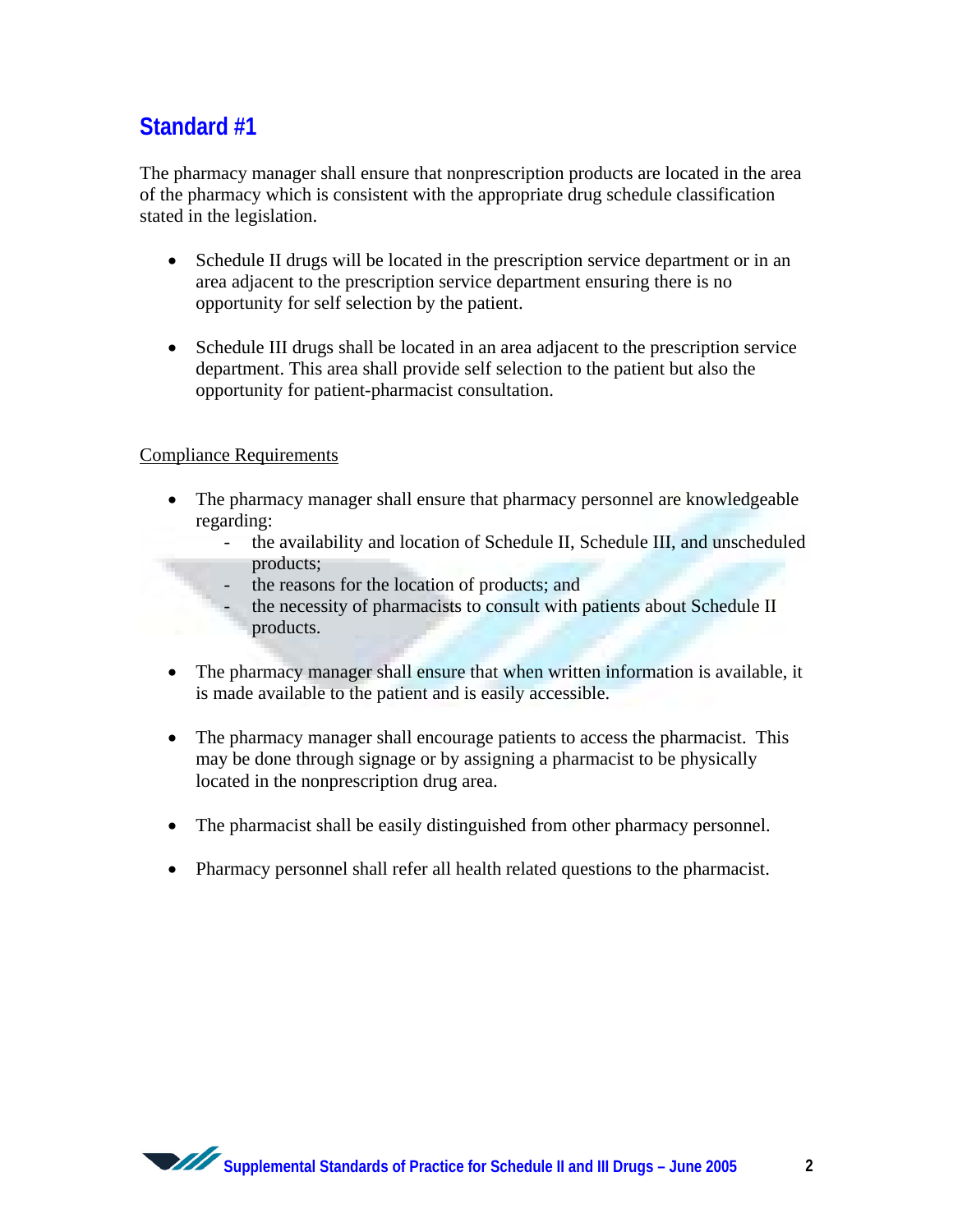## Standard #1

The pharmacy manager shall ensure that nonprescription products are located in the area of the pharmacy which is consistent with the appropriate drug schedule classification stated in the legislation.

- Schedule II drugs will be located in the prescription service department or in an area adjacent to the prescription service department ensuring there is no opportunity for self selection by the patient.

- Schedule III drugs shall be located in an area adjacent to the prescription service department. This area shall provide self selection to the patient but also the opportunity for patient-pharmacist consultation.

<u>Compliance Requirements</u>

- The pharmacy manager shall ensure that pharmacy personnel are knowledgeable regarding:
  - the availability and location of Schedule II, Schedule III, and unscheduled products;
  - the reasons for the location of products; and
  - the necessity of pharmacists to consult with patients about Schedule II products.

- The pharmacy manager shall ensure that when written information is available, it is made available to the patient and is easily accessible.

- The pharmacy manager shall encourage patients to access the pharmacist. This may be done through signage or by assigning a pharmacist to be physically located in the nonprescription drug area.

- The pharmacist shall be easily distinguished from other pharmacy personnel.

- Pharmacy personnel shall refer all health related questions to the pharmacist.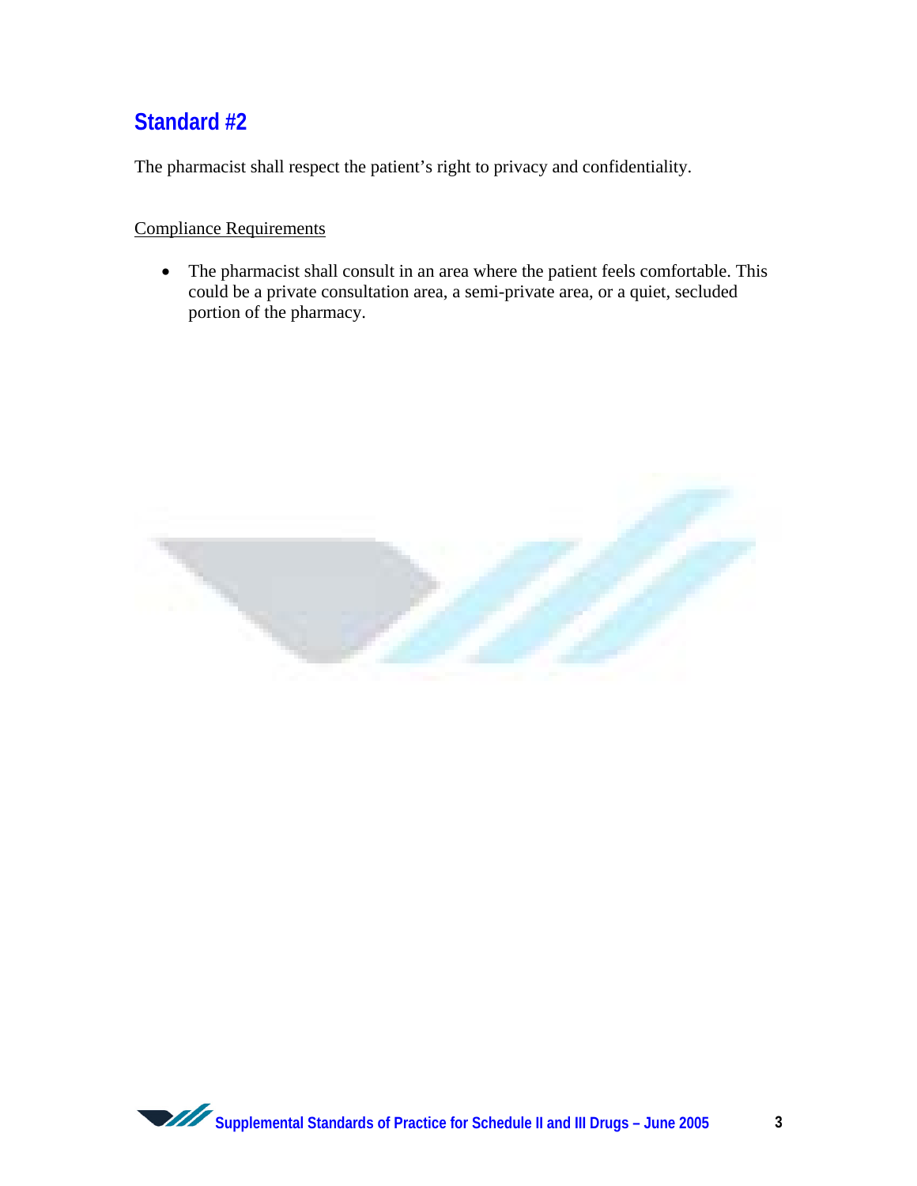## Standard #2

The pharmacist shall respect the patient's right to privacy and confidentiality.

Compliance Requirements

- The pharmacist shall consult in an area where the patient feels comfortable. This could be a private consultation area, a semi-private area, or a quiet, secluded portion of the pharmacy.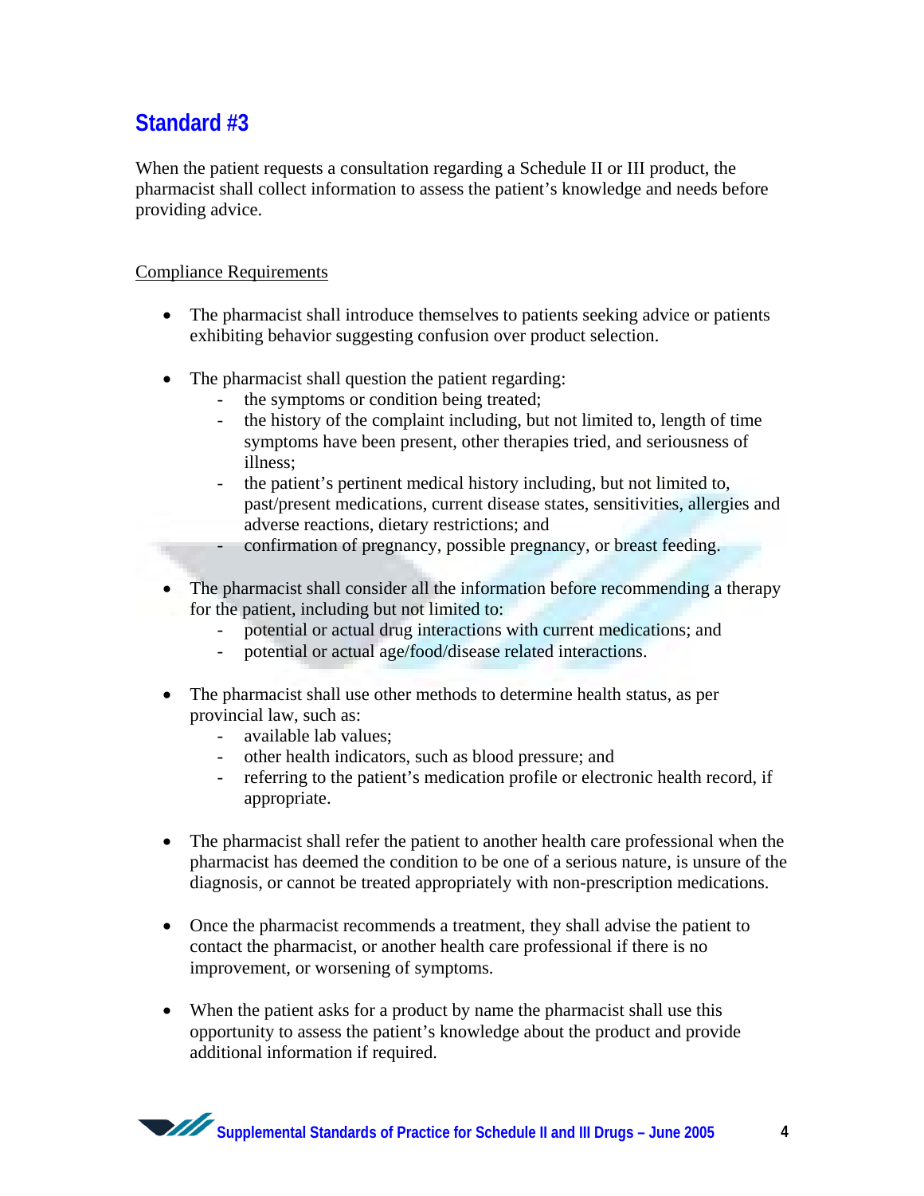## Standard #3

When the patient requests a consultation regarding a Schedule II or III product, the pharmacist shall collect information to assess the patient's knowledge and needs before providing advice.

Compliance Requirements

- The pharmacist shall introduce themselves to patients seeking advice or patients exhibiting behavior suggesting confusion over product selection.

- The pharmacist shall question the patient regarding:
  - the symptoms or condition being treated;
  - the history of the complaint including, but not limited to, length of time symptoms have been present, other therapies tried, and seriousness of illness;
  - the patient's pertinent medical history including, but not limited to, past/present medications, current disease states, sensitivities, allergies and adverse reactions, dietary restrictions; and
  - confirmation of pregnancy, possible pregnancy, or breast feeding.

- The pharmacist shall consider all the information before recommending a therapy for the patient, including but not limited to:
  - potential or actual drug interactions with current medications; and
  - potential or actual age/food/disease related interactions.

- The pharmacist shall use other methods to determine health status, as per provincial law, such as:
  - available lab values;
  - other health indicators, such as blood pressure; and
  - referring to the patient's medication profile or electronic health record, if appropriate.

- The pharmacist shall refer the patient to another health care professional when the pharmacist has deemed the condition to be one of a serious nature, is unsure of the diagnosis, or cannot be treated appropriately with non-prescription medications.

- Once the pharmacist recommends a treatment, they shall advise the patient to contact the pharmacist, or another health care professional if there is no improvement, or worsening of symptoms.

- When the patient asks for a product by name the pharmacist shall use this opportunity to assess the patient's knowledge about the product and provide additional information if required.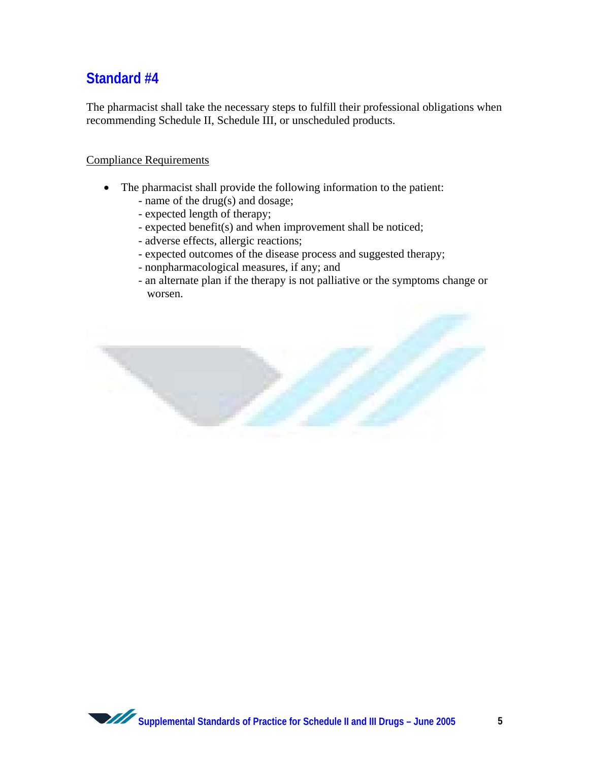## Standard #4

The pharmacist shall take the necessary steps to fulfill their professional obligations when recommending Schedule II, Schedule III, or unscheduled products.

Compliance Requirements

- The pharmacist shall provide the following information to the patient:
  - name of the drug(s) and dosage;
  - expected length of therapy;
  - expected benefit(s) and when improvement shall be noticed;
  - adverse effects, allergic reactions;
  - expected outcomes of the disease process and suggested therapy;
  - nonpharmacological measures, if any; and
  - an alternate plan if the therapy is not palliative or the symptoms change or worsen.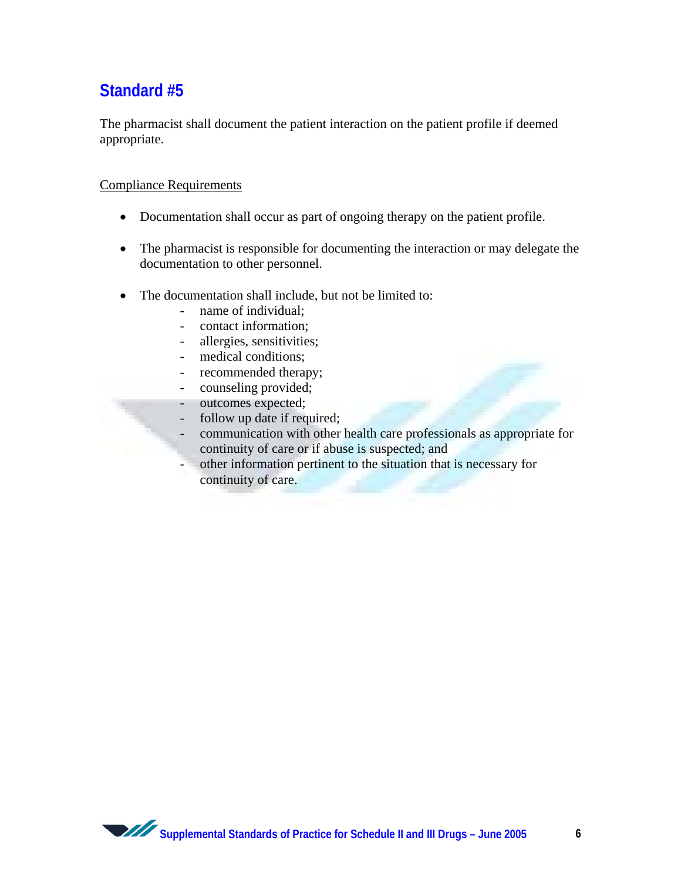## Standard #5

The pharmacist shall document the patient interaction on the patient profile if deemed appropriate.

<u>Compliance Requirements</u>

- Documentation shall occur as part of ongoing therapy on the patient profile.

- The pharmacist is responsible for documenting the interaction or may delegate the documentation to other personnel.

- The documentation shall include, but not be limited to:
  - name of individual;
  - contact information;
  - allergies, sensitivities;
  - medical conditions;
  - recommended therapy;
  - counseling provided;
  - outcomes expected;
  - follow up date if required;
  - communication with other health care professionals as appropriate for continuity of care or if abuse is suspected; and
  - other information pertinent to the situation that is necessary for continuity of care.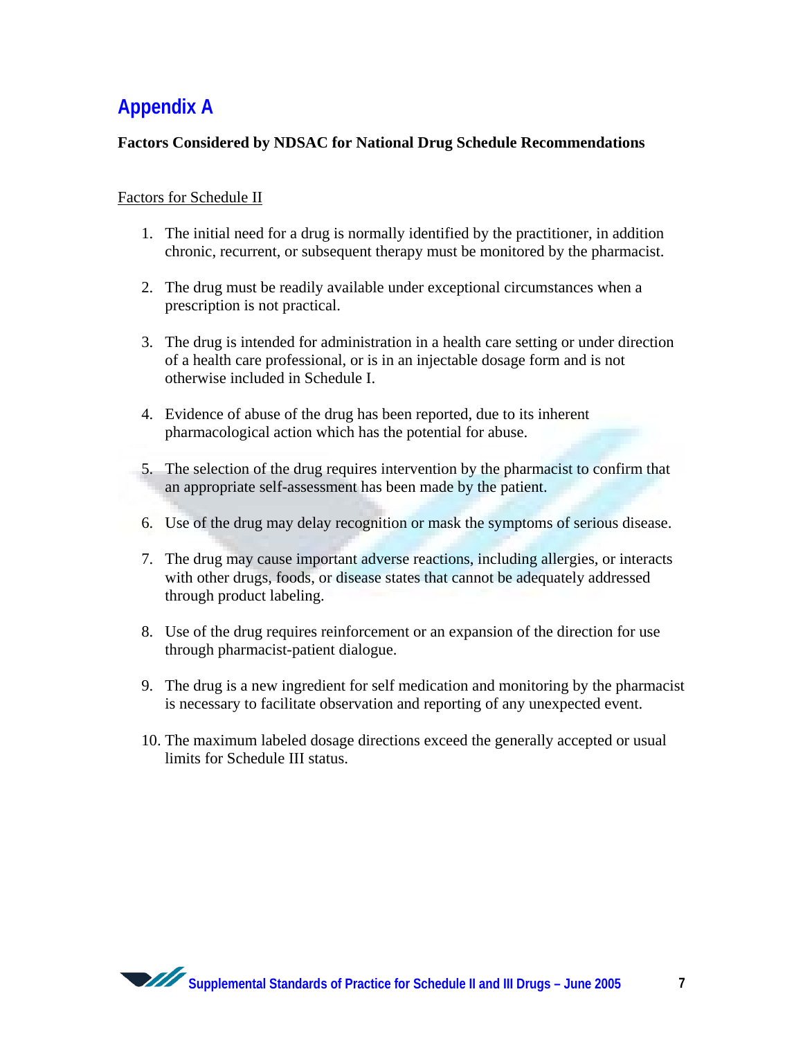# Appendix A

**Factors Considered by NDSAC for National Drug Schedule Recommendations**

<u>Factors for Schedule II</u>

1. The initial need for a drug is normally identified by the practitioner, in addition chronic, recurrent, or subsequent therapy must be monitored by the pharmacist.

2. The drug must be readily available under exceptional circumstances when a prescription is not practical.

3. The drug is intended for administration in a health care setting or under direction of a health care professional, or is in an injectable dosage form and is not otherwise included in Schedule I.

4. Evidence of abuse of the drug has been reported, due to its inherent pharmacological action which has the potential for abuse.

5. The selection of the drug requires intervention by the pharmacist to confirm that an appropriate self-assessment has been made by the patient.

6. Use of the drug may delay recognition or mask the symptoms of serious disease.

7. The drug may cause important adverse reactions, including allergies, or interacts with other drugs, foods, or disease states that cannot be adequately addressed through product labeling.

8. Use of the drug requires reinforcement or an expansion of the direction for use through pharmacist-patient dialogue.

9. The drug is a new ingredient for self medication and monitoring by the pharmacist is necessary to facilitate observation and reporting of any unexpected event.

10. The maximum labeled dosage directions exceed the generally accepted or usual limits for Schedule III status.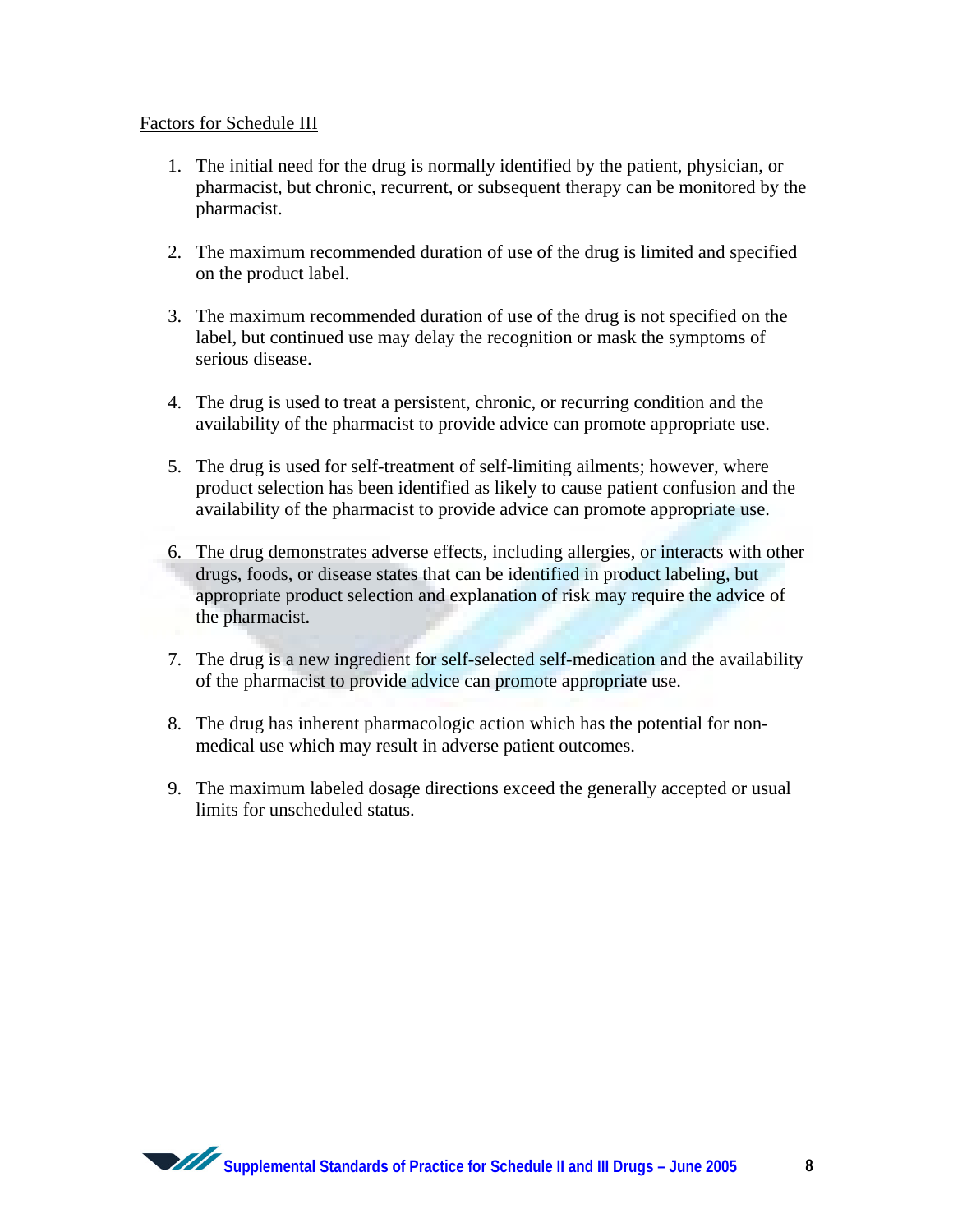Factors for Schedule III

1. The initial need for the drug is normally identified by the patient, physician, or pharmacist, but chronic, recurrent, or subsequent therapy can be monitored by the pharmacist.

2. The maximum recommended duration of use of the drug is limited and specified on the product label.

3. The maximum recommended duration of use of the drug is not specified on the label, but continued use may delay the recognition or mask the symptoms of serious disease.

4. The drug is used to treat a persistent, chronic, or recurring condition and the availability of the pharmacist to provide advice can promote appropriate use.

5. The drug is used for self-treatment of self-limiting ailments; however, where product selection has been identified as likely to cause patient confusion and the availability of the pharmacist to provide advice can promote appropriate use.

6. The drug demonstrates adverse effects, including allergies, or interacts with other drugs, foods, or disease states that can be identified in product labeling, but appropriate product selection and explanation of risk may require the advice of the pharmacist.

7. The drug is a new ingredient for self-selected self-medication and the availability of the pharmacist to provide advice can promote appropriate use.

8. The drug has inherent pharmacologic action which has the potential for non-medical use which may result in adverse patient outcomes.

9. The maximum labeled dosage directions exceed the generally accepted or usual limits for unscheduled status.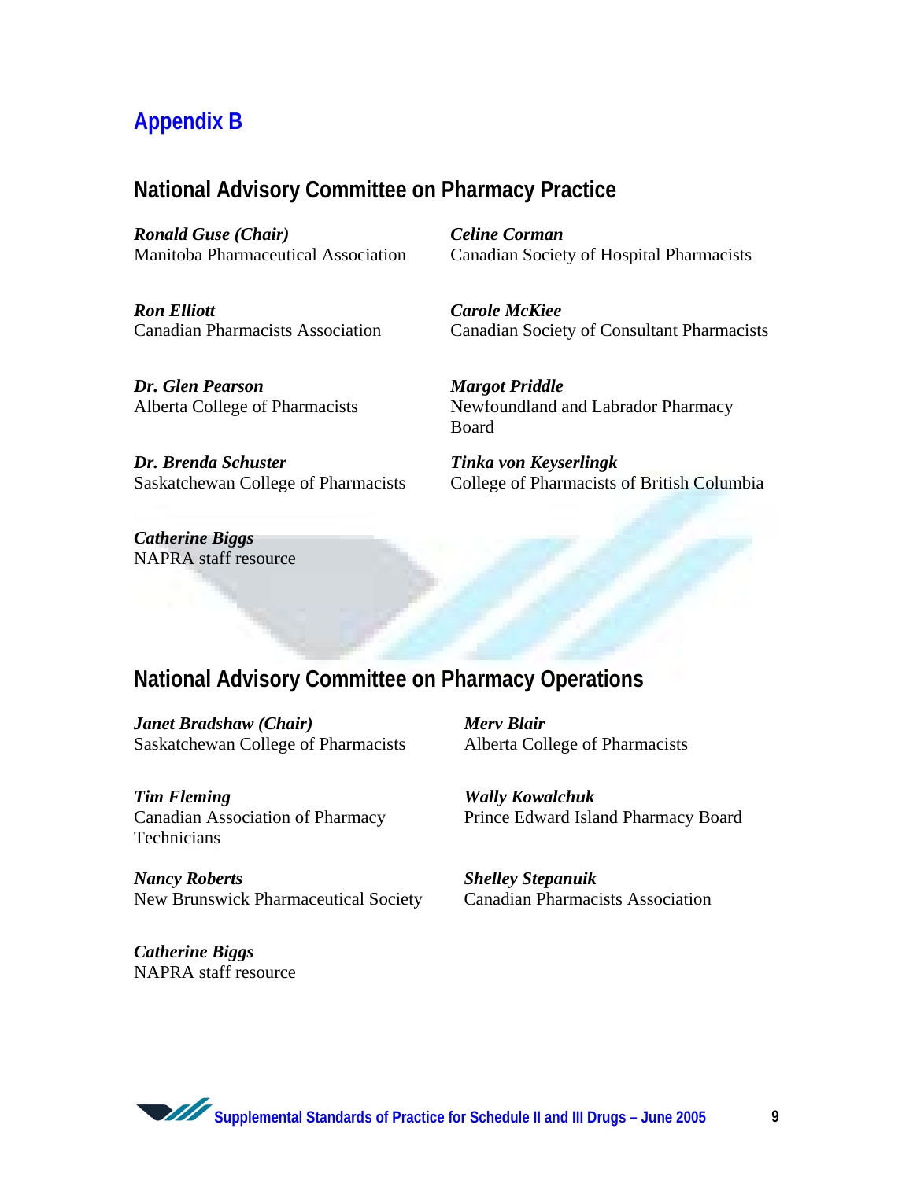# Appendix B

## National Advisory Committee on Pharmacy Practice

***Ronald Guse (Chair)***
Manitoba Pharmaceutical Association

***Celine Corman***
Canadian Society of Hospital Pharmacists

***Ron Elliott***
Canadian Pharmacists Association

***Carole McKiee***
Canadian Society of Consultant Pharmacists

***Dr. Glen Pearson***
Alberta College of Pharmacists

***Margot Priddle***
Newfoundland and Labrador Pharmacy Board

***Dr. Brenda Schuster***
Saskatchewan College of Pharmacists

***Tinka von Keyserlingk***
College of Pharmacists of British Columbia

***Catherine Biggs***
NAPRA staff resource

## National Advisory Committee on Pharmacy Operations

***Janet Bradshaw (Chair)***
Saskatchewan College of Pharmacists

***Merv Blair***
Alberta College of Pharmacists

***Tim Fleming***
Canadian Association of Pharmacy Technicians

***Wally Kowalchuk***
Prince Edward Island Pharmacy Board

***Nancy Roberts***
New Brunswick Pharmaceutical Society

***Shelley Stepanuik***
Canadian Pharmacists Association

***Catherine Biggs***
NAPRA staff resource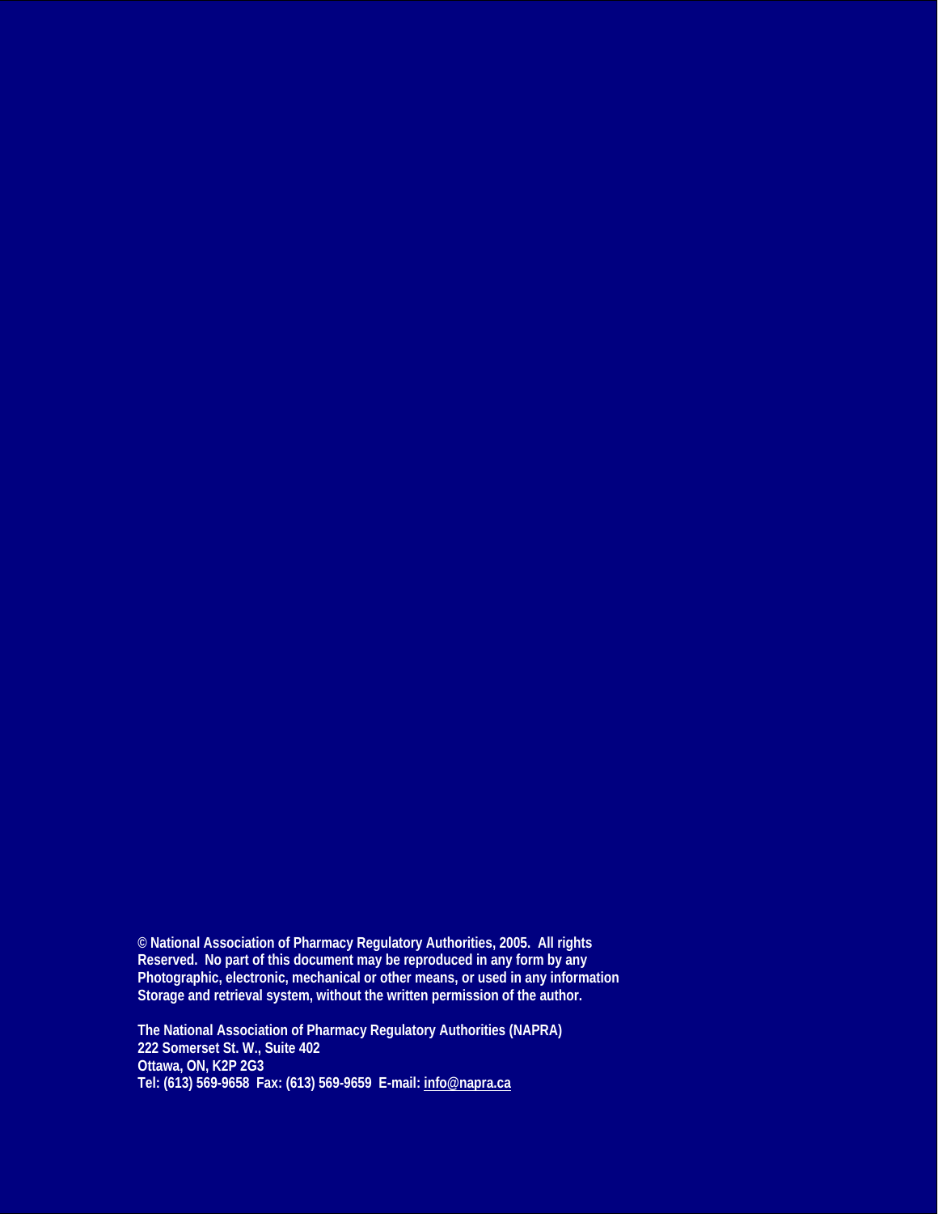**© National Association of Pharmacy Regulatory Authorities, 2005. All rights Reserved. No part of this document may be reproduced in any form by any Photographic, electronic, mechanical or other means, or used in any information Storage and retrieval system, without the written permission of the author.**

**The National Association of Pharmacy Regulatory Authorities (NAPRA)**
**222 Somerset St. W., Suite 402**
**Ottawa, ON, K2P 2G3**
**Tel: (613) 569-9658 Fax: (613) 569-9659 E-mail: info@napra.ca**